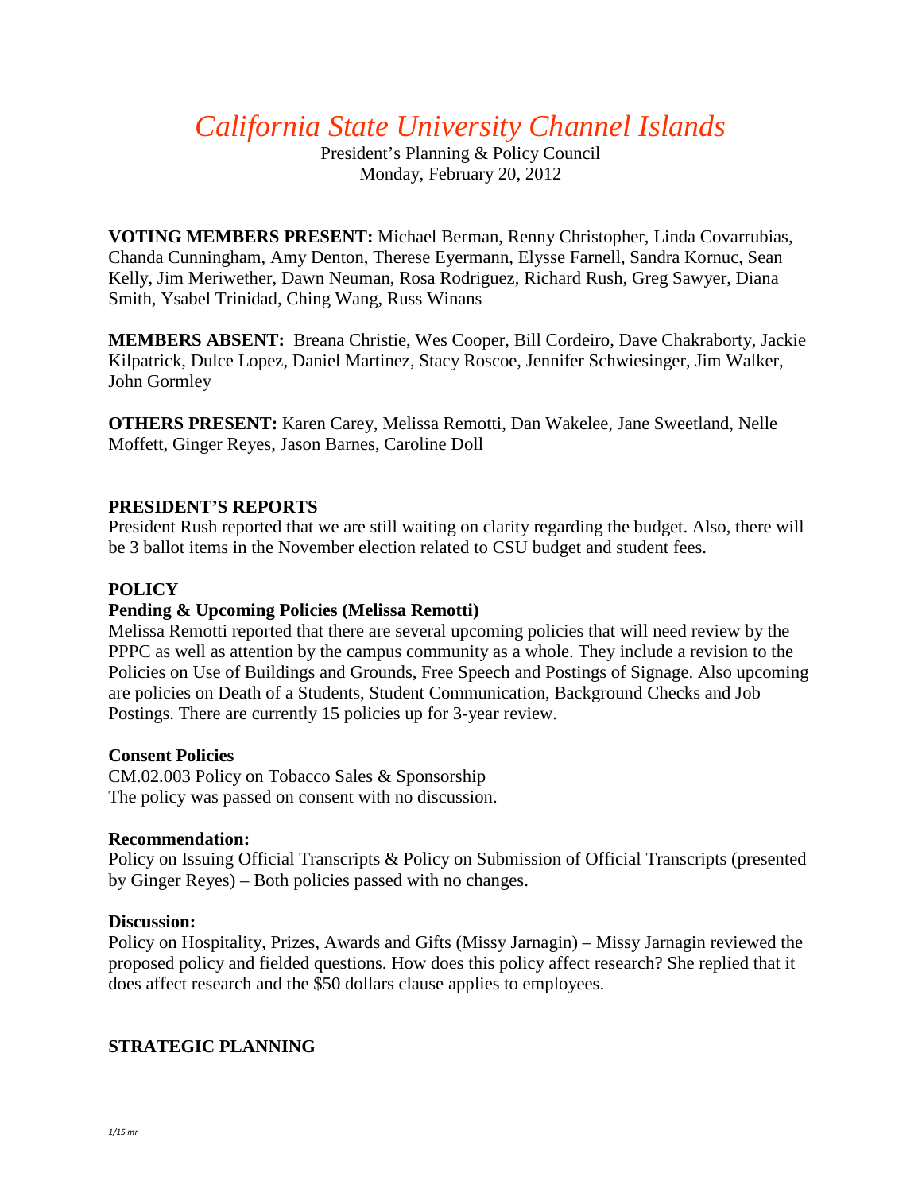# *California State University Channel Islands*

President's Planning & Policy Council
Monday, February 20, 2012

**VOTING MEMBERS PRESENT:** Michael Berman, Renny Christopher, Linda Covarrubias, Chanda Cunningham, Amy Denton, Therese Eyermann, Elysse Farnell, Sandra Kornuc, Sean Kelly, Jim Meriwether, Dawn Neuman, Rosa Rodriguez, Richard Rush, Greg Sawyer, Diana Smith, Ysabel Trinidad, Ching Wang, Russ Winans

**MEMBERS ABSENT:** Breana Christie, Wes Cooper, Bill Cordeiro, Dave Chakraborty, Jackie Kilpatrick, Dulce Lopez, Daniel Martinez, Stacy Roscoe, Jennifer Schwiesinger, Jim Walker, John Gormley

**OTHERS PRESENT:** Karen Carey, Melissa Remotti, Dan Wakelee, Jane Sweetland, Nelle Moffett, Ginger Reyes, Jason Barnes, Caroline Doll

**PRESIDENT'S REPORTS**

President Rush reported that we are still waiting on clarity regarding the budget. Also, there will be 3 ballot items in the November election related to CSU budget and student fees.

**POLICY**

**Pending & Upcoming Policies (Melissa Remotti)**

Melissa Remotti reported that there are several upcoming policies that will need review by the PPPC as well as attention by the campus community as a whole. They include a revision to the Policies on Use of Buildings and Grounds, Free Speech and Postings of Signage. Also upcoming are policies on Death of a Students, Student Communication, Background Checks and Job Postings. There are currently 15 policies up for 3-year review.

**Consent Policies**

CM.02.003 Policy on Tobacco Sales & Sponsorship
The policy was passed on consent with no discussion.

**Recommendation:**

Policy on Issuing Official Transcripts & Policy on Submission of Official Transcripts (presented by Ginger Reyes) – Both policies passed with no changes.

**Discussion:**

Policy on Hospitality, Prizes, Awards and Gifts (Missy Jarnagin) – Missy Jarnagin reviewed the proposed policy and fielded questions. How does this policy affect research? She replied that it does affect research and the $50 dollars clause applies to employees.

**STRATEGIC PLANNING**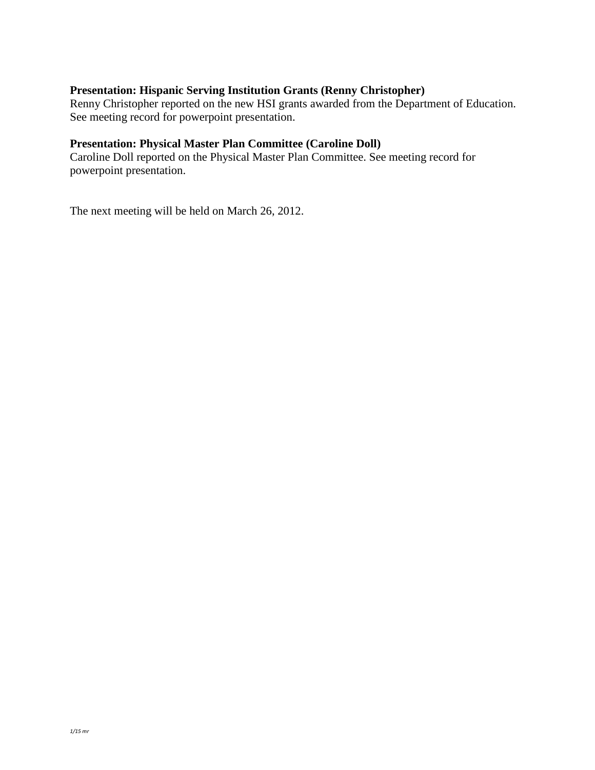**Presentation: Hispanic Serving Institution Grants (Renny Christopher)**
Renny Christopher reported on the new HSI grants awarded from the Department of Education. See meeting record for powerpoint presentation.

**Presentation: Physical Master Plan Committee (Caroline Doll)**
Caroline Doll reported on the Physical Master Plan Committee. See meeting record for powerpoint presentation.

The next meeting will be held on March 26, 2012.

*1/15 mr*